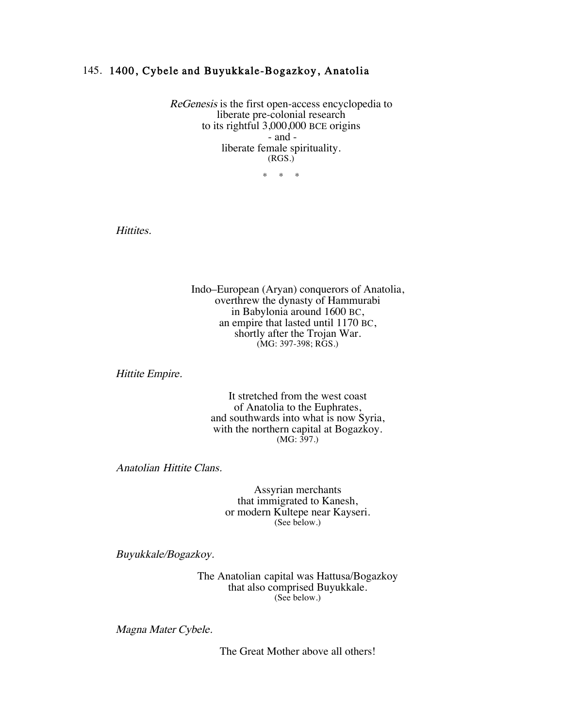## 145. 1400, Cybele and Buyukkale-Bogazkoy, Anatolia

*ReGenesis* is the first open-access encyclopedia to
liberate pre-colonial research
to its rightful 3,000,000 BCE origins
- and -
liberate female spirituality.
(RGS.)

\* \* \*

*Hittites.*

Indo–European (Aryan) conquerors of Anatolia,
overthrew the dynasty of Hammurabi
in Babylonia around 1600 BC,
an empire that lasted until 1170 BC,
shortly after the Trojan War.
(MG: 397-398; RGS.)

*Hittite Empire.*

It stretched from the west coast
of Anatolia to the Euphrates,
and southwards into what is now Syria,
with the northern capital at Bogazkoy.
(MG: 397.)

*Anatolian Hittite Clans.*

Assyrian merchants
that immigrated to Kanesh,
or modern Kultepe near Kayseri.
(See below.)

*Buyukkale/Bogazkoy.*

The Anatolian capital was Hattusa/Bogazkoy
that also comprised Buyukkale.
(See below.)

*Magna Mater Cybele.*

The Great Mother above all others!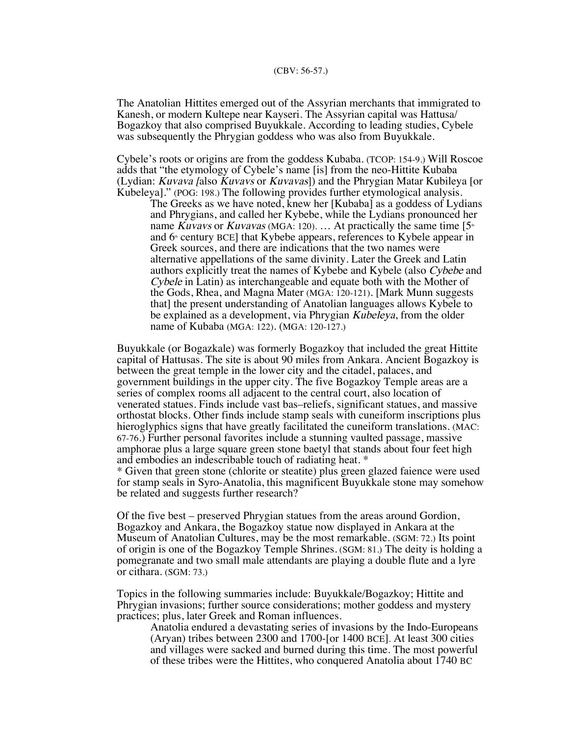(CBV: 56-57.)

The Anatolian Hittites emerged out of the Assyrian merchants that immigrated to Kanesh, or modern Kultepe near Kayseri. The Assyrian capital was Hattusa/ Bogazkoy that also comprised Buyukkale. According to leading studies, Cybele was subsequently the Phrygian goddess who was also from Buyukkale.

Cybele's roots or origins are from the goddess Kubaba. (TCOP: 154-9.) Will Roscoe adds that "the etymology of Cybele's name [is] from the neo-Hittite Kubaba (Lydian: *Kuvava [*also *Kuvavs* or *Kuvavas*]) and the Phrygian Matar Kubileya [or Kubeleya]." (POG: 198.) The following provides further etymological analysis.

> The Greeks as we have noted, knew her [Kubaba] as a goddess of Lydians and Phrygians, and called her Kybebe, while the Lydians pronounced her name *Kuvavs* or *Kuvavas* (MGA: 120). … At practically the same time [5th and 6th century BCE] that Kybebe appears, references to Kybele appear in Greek sources, and there are indications that the two names were alternative appellations of the same divinity. Later the Greek and Latin authors explicitly treat the names of Kybebe and Kybele (also *Cybebe* and *Cybele* in Latin) as interchangeable and equate both with the Mother of the Gods, Rhea, and Magna Mater (MGA: 120-121). [Mark Munn suggests that] the present understanding of Anatolian languages allows Kybele to be explained as a development, via Phrygian *Kubeleya*, from the older name of Kubaba (MGA: 122). (MGA: 120-127.)

Buyukkale (or Bogazkale) was formerly Bogazkoy that included the great Hittite capital of Hattusas. The site is about 90 miles from Ankara. Ancient Bogazkoy is between the great temple in the lower city and the citadel, palaces, and government buildings in the upper city. The five Bogazkoy Temple areas are a series of complex rooms all adjacent to the central court, also location of venerated statues. Finds include vast bas–reliefs, significant statues, and massive orthostat blocks. Other finds include stamp seals with cuneiform inscriptions plus hieroglyphics signs that have greatly facilitated the cuneiform translations. (MAC: 67-76.) Further personal favorites include a stunning vaulted passage, massive amphorae plus a large square green stone baetyl that stands about four feet high and embodies an indescribable touch of radiating heat. *

* Given that green stone (chlorite or steatite) plus green glazed faience were used for stamp seals in Syro-Anatolia, this magnificent Buyukkale stone may somehow be related and suggests further research?

Of the five best – preserved Phrygian statues from the areas around Gordion, Bogazkoy and Ankara, the Bogazkoy statue now displayed in Ankara at the Museum of Anatolian Cultures, may be the most remarkable. (SGM: 72.) Its point of origin is one of the Bogazkoy Temple Shrines. (SGM: 81.) The deity is holding a pomegranate and two small male attendants are playing a double flute and a lyre or cithara. (SGM: 73.)

Topics in the following summaries include: Buyukkale/Bogazkoy; Hittite and Phrygian invasions; further source considerations; mother goddess and mystery practices; plus, later Greek and Roman influences.

> Anatolia endured a devastating series of invasions by the Indo-Europeans (Aryan) tribes between 2300 and 1700-[or 1400 BCE]. At least 300 cities and villages were sacked and burned during this time. The most powerful of these tribes were the Hittites, who conquered Anatolia about 1740 BC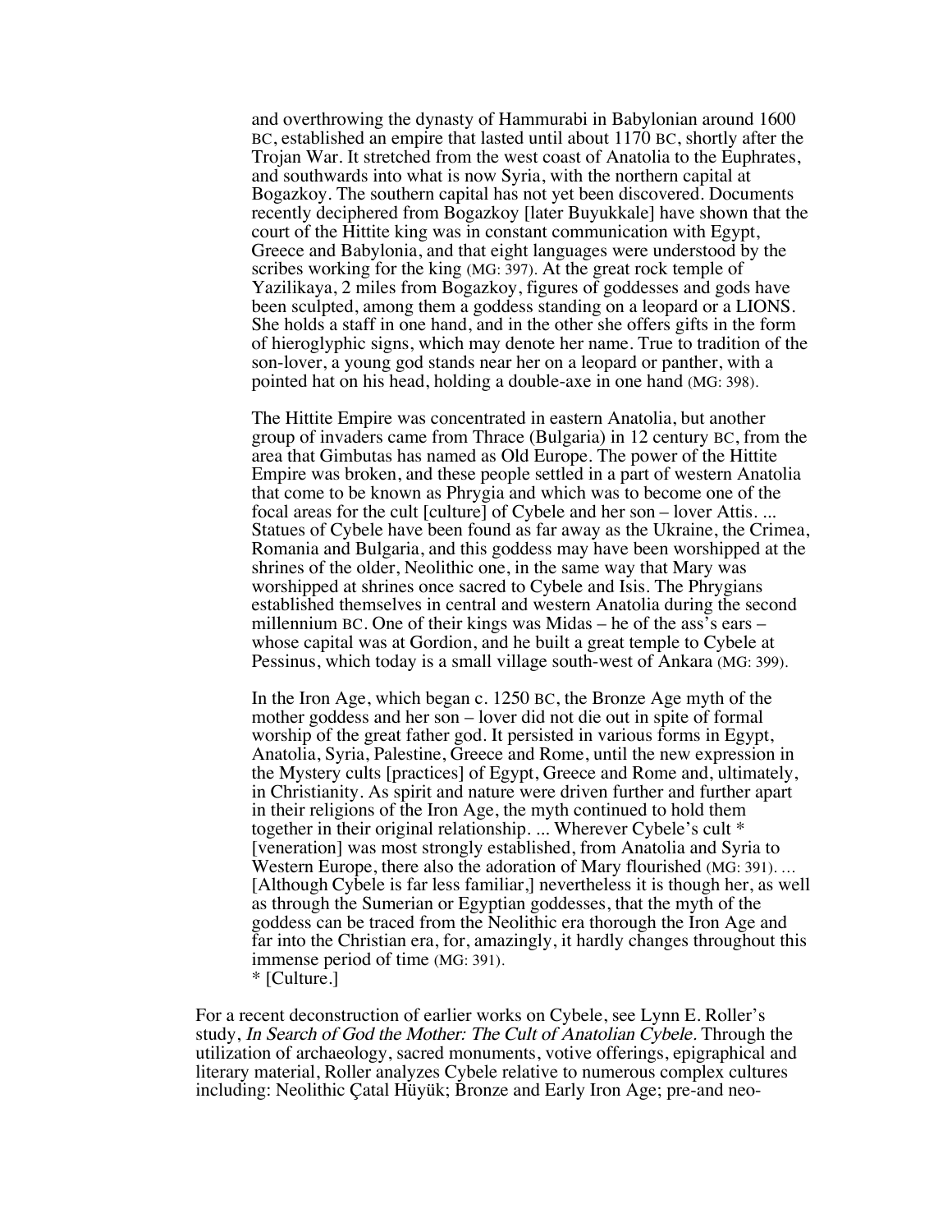> and overthrowing the dynasty of Hammurabi in Babylonian around 1600 BC, established an empire that lasted until about 1170 BC, shortly after the Trojan War. It stretched from the west coast of Anatolia to the Euphrates, and southwards into what is now Syria, with the northern capital at Bogazkoy. The southern capital has not yet been discovered. Documents recently deciphered from Bogazkoy [later Buyukkale] have shown that the court of the Hittite king was in constant communication with Egypt, Greece and Babylonia, and that eight languages were understood by the scribes working for the king (MG: 397). At the great rock temple of Yazilikaya, 2 miles from Bogazkoy, figures of goddesses and gods have been sculpted, among them a goddess standing on a leopard or a LIONS. She holds a staff in one hand, and in the other she offers gifts in the form of hieroglyphic signs, which may denote her name. True to tradition of the son-lover, a young god stands near her on a leopard or panther, with a pointed hat on his head, holding a double-axe in one hand (MG: 398).
>
> The Hittite Empire was concentrated in eastern Anatolia, but another group of invaders came from Thrace (Bulgaria) in 12 century BC, from the area that Gimbutas has named as Old Europe. The power of the Hittite Empire was broken, and these people settled in a part of western Anatolia that come to be known as Phrygia and which was to become one of the focal areas for the cult [culture] of Cybele and her son – lover Attis. ... Statues of Cybele have been found as far away as the Ukraine, the Crimea, Romania and Bulgaria, and this goddess may have been worshipped at the shrines of the older, Neolithic one, in the same way that Mary was worshipped at shrines once sacred to Cybele and Isis. The Phrygians established themselves in central and western Anatolia during the second millennium BC. One of their kings was Midas – he of the ass's ears – whose capital was at Gordion, and he built a great temple to Cybele at Pessinus, which today is a small village south-west of Ankara (MG: 399).
>
> In the Iron Age, which began c. 1250 BC, the Bronze Age myth of the mother goddess and her son – lover did not die out in spite of formal worship of the great father god. It persisted in various forms in Egypt, Anatolia, Syria, Palestine, Greece and Rome, until the new expression in the Mystery cults [practices] of Egypt, Greece and Rome and, ultimately, in Christianity. As spirit and nature were driven further and further apart in their religions of the Iron Age, the myth continued to hold them together in their original relationship. ... Wherever Cybele's cult * [veneration] was most strongly established, from Anatolia and Syria to Western Europe, there also the adoration of Mary flourished (MG: 391). ... [Although Cybele is far less familiar,] nevertheless it is though her, as well as through the Sumerian or Egyptian goddesses, that the myth of the goddess can be traced from the Neolithic era thorough the Iron Age and far into the Christian era, for, amazingly, it hardly changes throughout this immense period of time (MG: 391).
> * [Culture.]

For a recent deconstruction of earlier works on Cybele, see Lynn E. Roller's study, *In Search of God the Mother: The Cult of Anatolian Cybele.* Through the utilization of archaeology, sacred monuments, votive offerings, epigraphical and literary material, Roller analyzes Cybele relative to numerous complex cultures including: Neolithic Çatal Hüyük; Bronze and Early Iron Age; pre-and neo-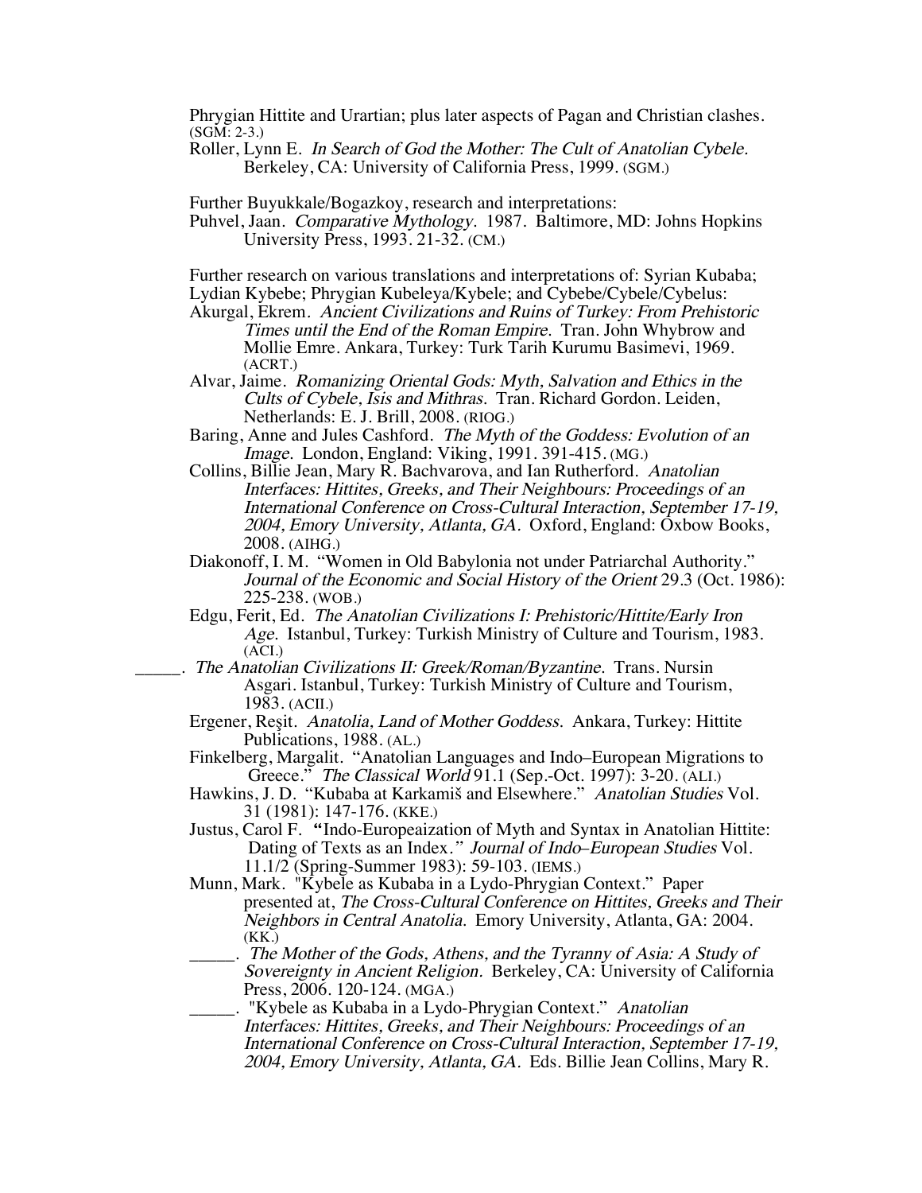Phrygian Hittite and Urartian; plus later aspects of Pagan and Christian clashes. (SGM: 2-3.)

Roller, Lynn E. *In Search of God the Mother: The Cult of Anatolian Cybele.* Berkeley, CA: University of California Press, 1999. (SGM.)

Further Buyukkale/Bogazkoy, research and interpretations:

Puhvel, Jaan. *Comparative Mythology.* 1987. Baltimore, MD: Johns Hopkins University Press, 1993. 21-32. (CM.)

Further research on various translations and interpretations of: Syrian Kubaba; Lydian Kybebe; Phrygian Kubeleya/Kybele; and Cybebe/Cybele/Cybelus:

Akurgal, Ekrem. *Ancient Civilizations and Ruins of Turkey: From Prehistoric Times until the End of the Roman Empire.* Tran. John Whybrow and Mollie Emre. Ankara, Turkey: Turk Tarih Kurumu Basimevi, 1969. (ACRT.)

Alvar, Jaime. *Romanizing Oriental Gods: Myth, Salvation and Ethics in the Cults of Cybele, Isis and Mithras.* Tran. Richard Gordon. Leiden, Netherlands: E. J. Brill, 2008. (RIOG.)

Baring, Anne and Jules Cashford. *The Myth of the Goddess: Evolution of an Image.* London, England: Viking, 1991. 391-415. (MG.)

Collins, Billie Jean, Mary R. Bachvarova, and Ian Rutherford. *Anatolian Interfaces: Hittites, Greeks, and Their Neighbours: Proceedings of an International Conference on Cross-Cultural Interaction, September 17-19, 2004, Emory University, Atlanta, GA.* Oxford, England: Oxbow Books, 2008. (AIHG.)

Diakonoff, I. M. "Women in Old Babylonia not under Patriarchal Authority." *Journal of the Economic and Social History of the Orient* 29.3 (Oct. 1986): 225-238. (WOB.)

Edgu, Ferit, Ed. *The Anatolian Civilizations I: Prehistoric/Hittite/Early Iron Age.* Istanbul, Turkey: Turkish Ministry of Culture and Tourism, 1983. (ACI.)

_____. *The Anatolian Civilizations II: Greek/Roman/Byzantine.* Trans. Nursin Asgari. Istanbul, Turkey: Turkish Ministry of Culture and Tourism, 1983. (ACII.)

Ergener, Reşit. *Anatolia, Land of Mother Goddess.* Ankara, Turkey: Hittite Publications, 1988. (AL.)

Finkelberg, Margalit. "Anatolian Languages and Indo–European Migrations to Greece." *The Classical World* 91.1 (Sep.-Oct. 1997): 3-20. (ALI.)

Hawkins, J. D. "Kubaba at Karkamiš and Elsewhere." *Anatolian Studies* Vol. 31 (1981): 147-176. (KKE.)

Justus, Carol F. "Indo-Europeaization of Myth and Syntax in Anatolian Hittite: Dating of Texts as an Index." *Journal of Indo–European Studies* Vol. 11.1/2 (Spring-Summer 1983): 59-103. (IEMS.)

Munn, Mark. "Kybele as Kubaba in a Lydo-Phrygian Context." Paper presented at, *The Cross-Cultural Conference on Hittites, Greeks and Their Neighbors in Central Anatolia.* Emory University, Atlanta, GA: 2004. (KK.)

_____. *The Mother of the Gods, Athens, and the Tyranny of Asia: A Study of Sovereignty in Ancient Religion.* Berkeley, CA: University of California Press, 2006. 120-124. (MGA.)

_____. "Kybele as Kubaba in a Lydo-Phrygian Context." *Anatolian Interfaces: Hittites, Greeks, and Their Neighbours: Proceedings of an International Conference on Cross-Cultural Interaction, September 17-19, 2004, Emory University, Atlanta, GA.* Eds. Billie Jean Collins, Mary R.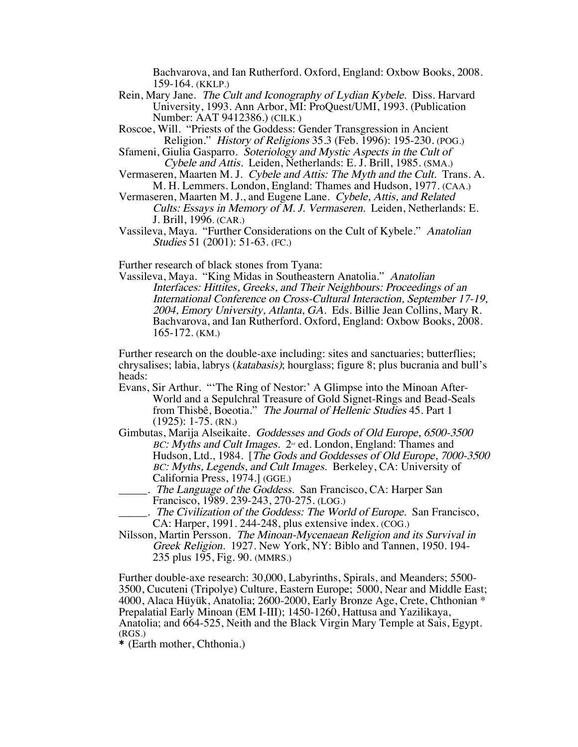Bachvarova, and Ian Rutherford. Oxford, England: Oxbow Books, 2008. 159-164. (KKLP.)

Rein, Mary Jane. *The Cult and Iconography of Lydian Kybele.* Diss. Harvard University, 1993. Ann Arbor, MI: ProQuest/UMI, 1993. (Publication Number: AAT 9412386.) (CILK.)

Roscoe, Will. "Priests of the Goddess: Gender Transgression in Ancient Religion." *History of Religions* 35.3 (Feb. 1996): 195-230. (POG.)

Sfameni, Giulia Gasparro. *Soteriology and Mystic Aspects in the Cult of Cybele and Attis.* Leiden, Netherlands: E. J. Brill, 1985. (SMA.)

Vermaseren, Maarten M. J. *Cybele and Attis: The Myth and the Cult.* Trans. A. M. H. Lemmers. London, England: Thames and Hudson, 1977. (CAA.)

Vermaseren, Maarten M. J., and Eugene Lane. *Cybele, Attis, and Related Cults: Essays in Memory of M. J. Vermaseren.* Leiden, Netherlands: E. J. Brill, 1996. (CAR.)

Vassileva, Maya. "Further Considerations on the Cult of Kybele." *Anatolian Studies* 51 (2001): 51-63. (FC.)

Further research of black stones from Tyana:

Vassileva, Maya. "King Midas in Southeastern Anatolia." *Anatolian Interfaces: Hittites, Greeks, and Their Neighbours: Proceedings of an International Conference on Cross-Cultural Interaction, September 17-19, 2004, Emory University, Atlanta, GA.* Eds. Billie Jean Collins, Mary R. Bachvarova, and Ian Rutherford. Oxford, England: Oxbow Books, 2008. 165-172. (KM.)

Further research on the double-axe including: sites and sanctuaries; butterflies; chrysalises; labia, labrys (*katabasis)*; hourglass; figure 8; plus bucrania and bull's heads:

Evans, Sir Arthur. "'The Ring of Nestor:' A Glimpse into the Minoan After-World and a Sepulchral Treasure of Gold Signet-Rings and Bead-Seals from Thisbê, Boeotia." *The Journal of Hellenic Studies* 45. Part 1 (1925): 1-75. (RN.)

Gimbutas, Marija Alseikaite. *Goddesses and Gods of Old Europe, 6500-3500 BC: Myths and Cult Images.* 2nd ed. London, England: Thames and Hudson, Ltd., 1984. [*The Gods and Goddesses of Old Europe, 7000-3500 BC: Myths, Legends, and Cult Images.* Berkeley, CA: University of California Press, 1974.] (GGE.)

_____. *The Language of the Goddess.* San Francisco, CA: Harper San Francisco, 1989. 239-243, 270-275. (LOG.)

_____. *The Civilization of the Goddess: The World of Europe.* San Francisco, CA: Harper, 1991. 244-248, plus extensive index. (COG.)

Nilsson, Martin Persson. *The Minoan-Mycenaean Religion and its Survival in Greek Religion.* 1927. New York, NY: Biblo and Tannen, 1950. 194-235 plus 195, Fig. 90. (MMRS.)

Further double-axe research: 30,000, Labyrinths, Spirals, and Meanders; 5500-3500, Cucuteni (Tripolye) Culture, Eastern Europe; 5000, Near and Middle East; 4000, Alaca Hüyük, Anatolia; 2600-2000, Early Bronze Age, Crete, Chthonian * Prepalatial Early Minoan (EM I-III); 1450-1260, Hattusa and Yazilikaya, Anatolia; and 664-525, Neith and the Black Virgin Mary Temple at Sais, Egypt. (RGS.)

* (Earth mother, Chthonia.)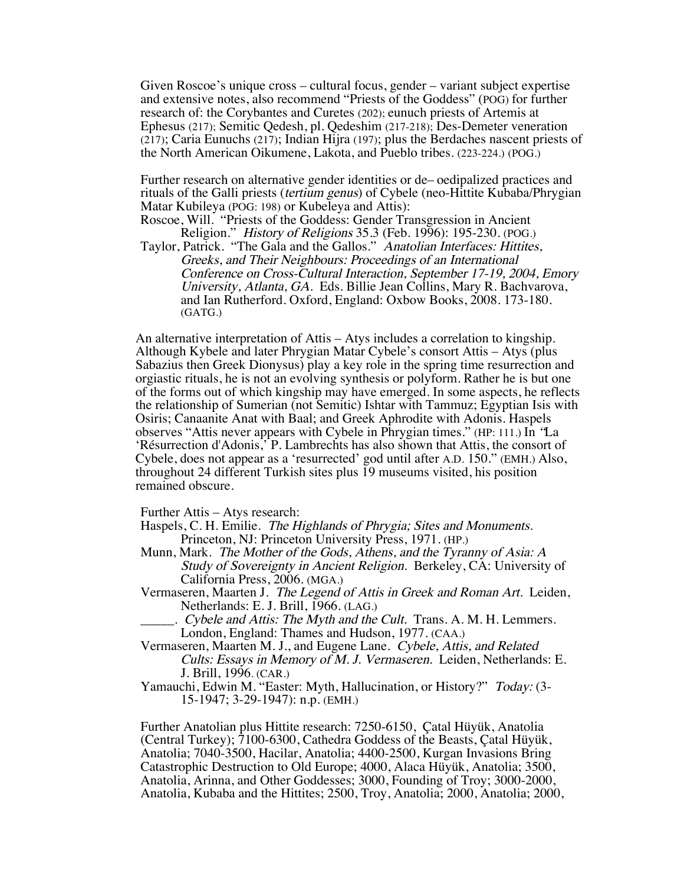Given Roscoe's unique cross – cultural focus, gender – variant subject expertise and extensive notes, also recommend "Priests of the Goddess" (POG) for further research of: the Corybantes and Curetes (202); eunuch priests of Artemis at Ephesus (217); Semitic Qedesh, pl. Qedeshim (217-218); Des-Demeter veneration (217); Caria Eunuchs (217); Indian Hijra (197); plus the Berdaches nascent priests of the North American Oikumene, Lakota, and Pueblo tribes. (223-224.) (POG.)

Further research on alternative gender identities or de– oedipalized practices and rituals of the Galli priests (*tertium genus*) of Cybele (neo-Hittite Kubaba/Phrygian Matar Kubileya (POG: 198) or Kubeleya and Attis):

Roscoe, Will. "Priests of the Goddess: Gender Transgression in Ancient Religion." *History of Religions* 35.3 (Feb. 1996): 195-230. (POG.)

Taylor, Patrick. "The Gala and the Gallos." *Anatolian Interfaces: Hittites, Greeks, and Their Neighbours: Proceedings of an International Conference on Cross-Cultural Interaction, September 17-19, 2004, Emory University, Atlanta, GA.* Eds. Billie Jean Collins, Mary R. Bachvarova, and Ian Rutherford. Oxford, England: Oxbow Books, 2008. 173-180. (GATG.)

An alternative interpretation of Attis – Atys includes a correlation to kingship. Although Kybele and later Phrygian Matar Cybele's consort Attis – Atys (plus Sabazius then Greek Dionysus) play a key role in the spring time resurrection and orgiastic rituals, he is not an evolving synthesis or polyform. Rather he is but one of the forms out of which kingship may have emerged. In some aspects, he reflects the relationship of Sumerian (not Semitic) Ishtar with Tammuz; Egyptian Isis with Osiris; Canaanite Anat with Baal; and Greek Aphrodite with Adonis. Haspels observes "Attis never appears with Cybele in Phrygian times." (HP: 111.) In "La 'Résurrection d'Adonis,' P. Lambrechts has also shown that Attis, the consort of Cybele, does not appear as a 'resurrected' god until after A.D. 150." (EMH.) Also, throughout 24 different Turkish sites plus 19 museums visited, his position remained obscure.

Further Attis – Atys research:

Haspels, C. H. Emilie. *The Highlands of Phrygia; Sites and Monuments.* Princeton, NJ: Princeton University Press, 1971. (HP.)

Munn, Mark. *The Mother of the Gods, Athens, and the Tyranny of Asia: A Study of Sovereignty in Ancient Religion.* Berkeley, CA: University of California Press, 2006. (MGA.)

Vermaseren, Maarten J. *The Legend of Attis in Greek and Roman Art.* Leiden, Netherlands: E. J. Brill, 1966. (LAG.)

_____. *Cybele and Attis: The Myth and the Cult.* Trans. A. M. H. Lemmers. London, England: Thames and Hudson, 1977. (CAA.)

Vermaseren, Maarten M. J., and Eugene Lane. *Cybele, Attis, and Related Cults: Essays in Memory of M. J. Vermaseren.* Leiden, Netherlands: E. J. Brill, 1996. (CAR.)

Yamauchi, Edwin M. "Easter: Myth, Hallucination, or History?" *Today:* (3-15-1947; 3-29-1947): n.p. (EMH.)

Further Anatolian plus Hittite research: 7250-6150, Çatal Hüyük, Anatolia (Central Turkey); 7100-6300, Cathedra Goddess of the Beasts, Çatal Hüyük, Anatolia; 7040-3500, Hacilar, Anatolia; 4400-2500, Kurgan Invasions Bring Catastrophic Destruction to Old Europe; 4000, Alaca Hüyük, Anatolia; 3500, Anatolia, Arinna, and Other Goddesses; 3000, Founding of Troy; 3000-2000, Anatolia, Kubaba and the Hittites; 2500, Troy, Anatolia; 2000, Anatolia; 2000,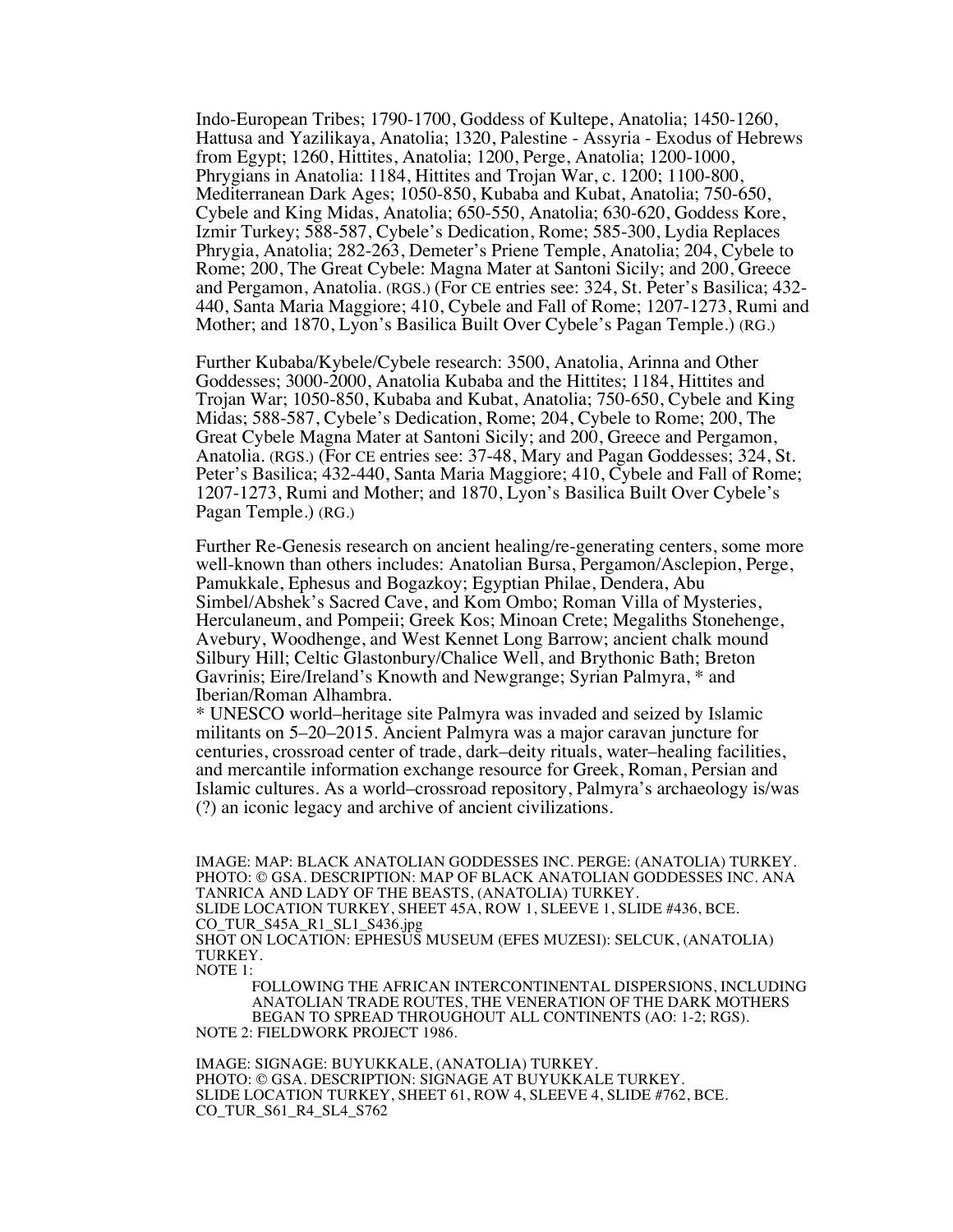Indo-European Tribes; 1790-1700, Goddess of Kultepe, Anatolia; 1450-1260, Hattusa and Yazilikaya, Anatolia; 1320, Palestine - Assyria - Exodus of Hebrews from Egypt; 1260, Hittites, Anatolia; 1200, Perge, Anatolia; 1200-1000, Phrygians in Anatolia: 1184, Hittites and Trojan War, c. 1200; 1100-800, Mediterranean Dark Ages; 1050-850, Kubaba and Kubat, Anatolia; 750-650, Cybele and King Midas, Anatolia; 650-550, Anatolia; 630-620, Goddess Kore, Izmir Turkey; 588-587, Cybele's Dedication, Rome; 585-300, Lydia Replaces Phrygia, Anatolia; 282-263, Demeter's Priene Temple, Anatolia; 204, Cybele to Rome; 200, The Great Cybele: Magna Mater at Santoni Sicily; and 200, Greece and Pergamon, Anatolia. (RGS.) (For CE entries see: 324, St. Peter's Basilica; 432-440, Santa Maria Maggiore; 410, Cybele and Fall of Rome; 1207-1273, Rumi and Mother; and 1870, Lyon's Basilica Built Over Cybele's Pagan Temple.) (RG.)

Further Kubaba/Kybele/Cybele research: 3500, Anatolia, Arinna and Other Goddesses; 3000-2000, Anatolia Kubaba and the Hittites; 1184, Hittites and Trojan War; 1050-850, Kubaba and Kubat, Anatolia; 750-650, Cybele and King Midas; 588-587, Cybele's Dedication, Rome; 204, Cybele to Rome; 200, The Great Cybele Magna Mater at Santoni Sicily; and 200, Greece and Pergamon, Anatolia. (RGS.) (For CE entries see: 37-48, Mary and Pagan Goddesses; 324, St. Peter's Basilica; 432-440, Santa Maria Maggiore; 410, Cybele and Fall of Rome; 1207-1273, Rumi and Mother; and 1870, Lyon's Basilica Built Over Cybele's Pagan Temple.) (RG.)

Further Re-Genesis research on ancient healing/re-generating centers, some more well-known than others includes: Anatolian Bursa, Pergamon/Asclepion, Perge, Pamukkale, Ephesus and Bogazkoy; Egyptian Philae, Dendera, Abu Simbel/Abshek's Sacred Cave, and Kom Ombo; Roman Villa of Mysteries, Herculaneum, and Pompeii; Greek Kos; Minoan Crete; Megaliths Stonehenge, Avebury, Woodhenge, and West Kennet Long Barrow; ancient chalk mound Silbury Hill; Celtic Glastonbury/Chalice Well, and Brythonic Bath; Breton Gavrinis; Eire/Ireland's Knowth and Newgrange; Syrian Palmyra, * and Iberian/Roman Alhambra.

* UNESCO world–heritage site Palmyra was invaded and seized by Islamic militants on 5–20–2015. Ancient Palmyra was a major caravan juncture for centuries, crossroad center of trade, dark–deity rituals, water–healing facilities, and mercantile information exchange resource for Greek, Roman, Persian and Islamic cultures. As a world–crossroad repository, Palmyra's archaeology is/was (?) an iconic legacy and archive of ancient civilizations.

IMAGE: MAP: BLACK ANATOLIAN GODDESSES INC. PERGE: (ANATOLIA) TURKEY.
PHOTO: © GSA. DESCRIPTION: MAP OF BLACK ANATOLIAN GODDESSES INC. ANA TANRICA AND LADY OF THE BEASTS, (ANATOLIA) TURKEY.
SLIDE LOCATION TURKEY, SHEET 45A, ROW 1, SLEEVE 1, SLIDE #436, BCE.
CO_TUR_S45A_R1_SL1_S436.jpg
SHOT ON LOCATION: EPHESUS MUSEUM (EFES MUZESI): SELCUK, (ANATOLIA) TURKEY.
NOTE 1:

FOLLOWING THE AFRICAN INTERCONTINENTAL DISPERSIONS, INCLUDING ANATOLIAN TRADE ROUTES, THE VENERATION OF THE DARK MOTHERS BEGAN TO SPREAD THROUGHOUT ALL CONTINENTS (AO: 1-2; RGS).

NOTE 2: FIELDWORK PROJECT 1986.

IMAGE: SIGNAGE: BUYUKKALE, (ANATOLIA) TURKEY.
PHOTO: © GSA. DESCRIPTION: SIGNAGE AT BUYUKKALE TURKEY.
SLIDE LOCATION TURKEY, SHEET 61, ROW 4, SLEEVE 4, SLIDE #762, BCE.
CO_TUR_S61_R4_SL4_S762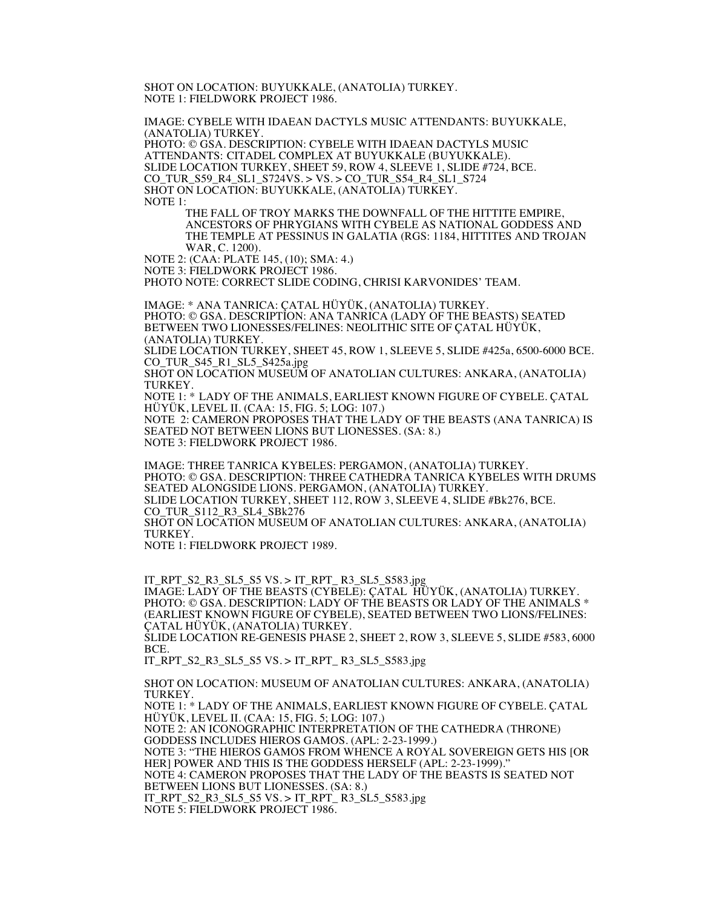SHOT ON LOCATION: BUYUKKALE, (ANATOLIA) TURKEY.
NOTE 1: FIELDWORK PROJECT 1986.

IMAGE: CYBELE WITH IDAEAN DACTYLS MUSIC ATTENDANTS: BUYUKKALE, (ANATOLIA) TURKEY.
PHOTO: © GSA. DESCRIPTION: CYBELE WITH IDAEAN DACTYLS MUSIC ATTENDANTS: CITADEL COMPLEX AT BUYUKKALE (BUYUKKALE).
SLIDE LOCATION TURKEY, SHEET 59, ROW 4, SLEEVE 1, SLIDE #724, BCE.
CO_TUR_S59_R4_SL1_S724VS. > VS. > CO_TUR_S54_R4_SL1_S724
SHOT ON LOCATION: BUYUKKALE, (ANATOLIA) TURKEY.
NOTE 1:

> THE FALL OF TROY MARKS THE DOWNFALL OF THE HITTITE EMPIRE, ANCESTORS OF PHRYGIANS WITH CYBELE AS NATIONAL GODDESS AND THE TEMPLE AT PESSINUS IN GALATIA (RGS: 1184, HITTITES AND TROJAN WAR, C. 1200).

NOTE 2: (CAA: PLATE 145, (10); SMA: 4.)
NOTE 3: FIELDWORK PROJECT 1986.
PHOTO NOTE: CORRECT SLIDE CODING, CHRISI KARVONIDES' TEAM.

IMAGE: * ANA TANRICA: ÇATAL HÜYÜK, (ANATOLIA) TURKEY.
PHOTO: © GSA. DESCRIPTION: ANA TANRICA (LADY OF THE BEASTS) SEATED BETWEEN TWO LIONESSES/FELINES: NEOLITHIC SITE OF ÇATAL HÜYÜK, (ANATOLIA) TURKEY.
SLIDE LOCATION TURKEY, SHEET 45, ROW 1, SLEEVE 5, SLIDE #425a, 6500-6000 BCE.
CO_TUR_S45_R1_SL5_S425a.jpg
SHOT ON LOCATION MUSEUM OF ANATOLIAN CULTURES: ANKARA, (ANATOLIA) TURKEY.
NOTE 1: * LADY OF THE ANIMALS, EARLIEST KNOWN FIGURE OF CYBELE. ÇATAL HÜYÜK, LEVEL II. (CAA: 15, FIG. 5; LOG: 107.)
NOTE 2: CAMERON PROPOSES THAT THE LADY OF THE BEASTS (ANA TANRICA) IS SEATED NOT BETWEEN LIONS BUT LIONESSES. (SA: 8.)
NOTE 3: FIELDWORK PROJECT 1986.

IMAGE: THREE TANRICA KYBELES: PERGAMON, (ANATOLIA) TURKEY.
PHOTO: © GSA. DESCRIPTION: THREE CATHEDRA TANRICA KYBELES WITH DRUMS SEATED ALONGSIDE LIONS. PERGAMON, (ANATOLIA) TURKEY.
SLIDE LOCATION TURKEY, SHEET 112, ROW 3, SLEEVE 4, SLIDE #Bk276, BCE.
CO_TUR_S112_R3_SL4_SBk276
SHOT ON LOCATION MUSEUM OF ANATOLIAN CULTURES: ANKARA, (ANATOLIA) TURKEY.
NOTE 1: FIELDWORK PROJECT 1989.

IT_RPT_S2_R3_SL5_S5 VS. > IT_RPT_ R3_SL5_S583.jpg
IMAGE: LADY OF THE BEASTS (CYBELE): ÇATAL HÜYÜK, (ANATOLIA) TURKEY.
PHOTO: © GSA. DESCRIPTION: LADY OF THE BEASTS OR LADY OF THE ANIMALS * (EARLIEST KNOWN FIGURE OF CYBELE), SEATED BETWEEN TWO LIONS/FELINES: ÇATAL HÜYÜK, (ANATOLIA) TURKEY.
SLIDE LOCATION RE-GENESIS PHASE 2, SHEET 2, ROW 3, SLEEVE 5, SLIDE #583, 6000 BCE.
IT_RPT_S2_R3_SL5_S5 VS. > IT_RPT_ R3_SL5_S583.jpg

SHOT ON LOCATION: MUSEUM OF ANATOLIAN CULTURES: ANKARA, (ANATOLIA) TURKEY.
NOTE 1: * LADY OF THE ANIMALS, EARLIEST KNOWN FIGURE OF CYBELE. ÇATAL HÜYÜK, LEVEL II. (CAA: 15, FIG. 5; LOG: 107.)
NOTE 2: AN ICONOGRAPHIC INTERPRETATION OF THE CATHEDRA (THRONE) GODDESS INCLUDES HIEROS GAMOS. (APL: 2-23-1999.)
NOTE 3: "THE HIEROS GAMOS FROM WHENCE A ROYAL SOVEREIGN GETS HIS [OR HER] POWER AND THIS IS THE GODDESS HERSELF (APL: 2-23-1999)."
NOTE 4: CAMERON PROPOSES THAT THE LADY OF THE BEASTS IS SEATED NOT BETWEEN LIONS BUT LIONESSES. (SA: 8.)
IT_RPT_S2_R3_SL5_S5 VS. > IT_RPT_ R3_SL5_S583.jpg
NOTE 5: FIELDWORK PROJECT 1986.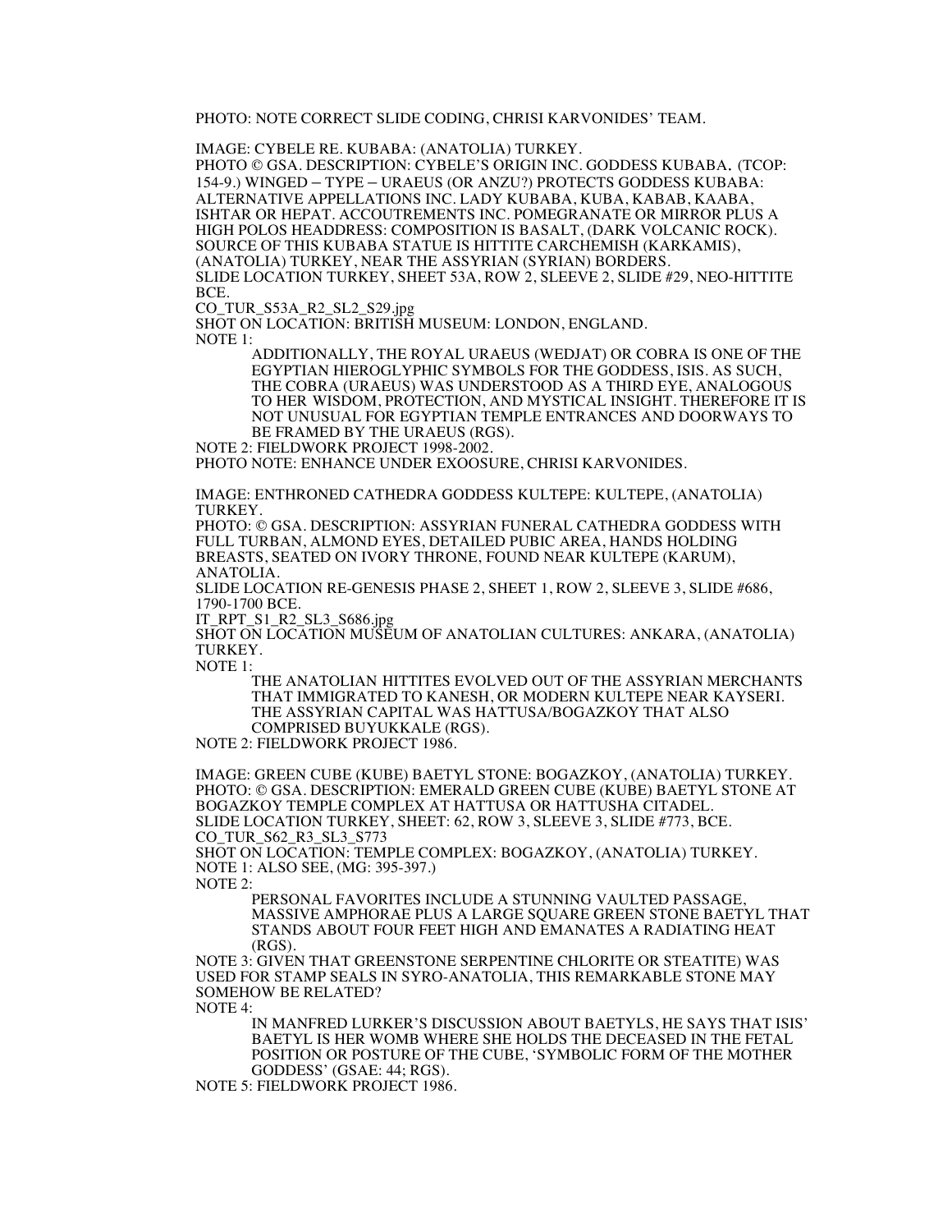PHOTO: NOTE CORRECT SLIDE CODING, CHRISI KARVONIDES' TEAM.

IMAGE: CYBELE RE. KUBABA: (ANATOLIA) TURKEY.
PHOTO © GSA. DESCRIPTION: CYBELE'S ORIGIN INC. GODDESS KUBABA. (TCOP: 154-9.) WINGED – TYPE – URAEUS (OR ANZU?) PROTECTS GODDESS KUBABA: ALTERNATIVE APPELLATIONS INC. LADY KUBABA, KUBA, KABAB, KAABA, ISHTAR OR HEPAT. ACCOUTREMENTS INC. POMEGRANATE OR MIRROR PLUS A HIGH POLOS HEADDRESS: COMPOSITION IS BASALT, (DARK VOLCANIC ROCK). SOURCE OF THIS KUBABA STATUE IS HITTITE CARCHEMISH (KARKAMIS), (ANATOLIA) TURKEY, NEAR THE ASSYRIAN (SYRIAN) BORDERS.
SLIDE LOCATION TURKEY, SHEET 53A, ROW 2, SLEEVE 2, SLIDE #29, NEO-HITTITE BCE.
CO_TUR_S53A_R2_SL2_S29.jpg
SHOT ON LOCATION: BRITISH MUSEUM: LONDON, ENGLAND.
NOTE 1:

> ADDITIONALLY, THE ROYAL URAEUS (WEDJAT) OR COBRA IS ONE OF THE EGYPTIAN HIEROGLYPHIC SYMBOLS FOR THE GODDESS, ISIS. AS SUCH, THE COBRA (URAEUS) WAS UNDERSTOOD AS A THIRD EYE, ANALOGOUS TO HER WISDOM, PROTECTION, AND MYSTICAL INSIGHT. THEREFORE IT IS NOT UNUSUAL FOR EGYPTIAN TEMPLE ENTRANCES AND DOORWAYS TO BE FRAMED BY THE URAEUS (RGS).

NOTE 2: FIELDWORK PROJECT 1998-2002.
PHOTO NOTE: ENHANCE UNDER EXOOSURE, CHRISI KARVONIDES.

IMAGE: ENTHRONED CATHEDRA GODDESS KULTEPE: KULTEPE, (ANATOLIA) TURKEY.
PHOTO: © GSA. DESCRIPTION: ASSYRIAN FUNERAL CATHEDRA GODDESS WITH FULL TURBAN, ALMOND EYES, DETAILED PUBIC AREA, HANDS HOLDING BREASTS, SEATED ON IVORY THRONE, FOUND NEAR KULTEPE (KARUM), ANATOLIA.
SLIDE LOCATION RE-GENESIS PHASE 2, SHEET 1, ROW 2, SLEEVE 3, SLIDE #686, 1790-1700 BCE.
IT_RPT_S1_R2_SL3_S686.jpg
SHOT ON LOCATION MUSEUM OF ANATOLIAN CULTURES: ANKARA, (ANATOLIA) TURKEY.
NOTE 1:

> THE ANATOLIAN HITTITES EVOLVED OUT OF THE ASSYRIAN MERCHANTS THAT IMMIGRATED TO KANESH, OR MODERN KULTEPE NEAR KAYSERI. THE ASSYRIAN CAPITAL WAS HATTUSA/BOGAZKOY THAT ALSO COMPRISED BUYUKKALE (RGS).

NOTE 2: FIELDWORK PROJECT 1986.

IMAGE: GREEN CUBE (KUBE) BAETYL STONE: BOGAZKOY, (ANATOLIA) TURKEY.
PHOTO: © GSA. DESCRIPTION: EMERALD GREEN CUBE (KUBE) BAETYL STONE AT BOGAZKOY TEMPLE COMPLEX AT HATTUSA OR HATTUSHA CITADEL.
SLIDE LOCATION TURKEY, SHEET: 62, ROW 3, SLEEVE 3, SLIDE #773, BCE.
CO_TUR_S62_R3_SL3_S773
SHOT ON LOCATION: TEMPLE COMPLEX: BOGAZKOY, (ANATOLIA) TURKEY.
NOTE 1: ALSO SEE, (MG: 395-397.)
NOTE 2:

> PERSONAL FAVORITES INCLUDE A STUNNING VAULTED PASSAGE, MASSIVE AMPHORAE PLUS A LARGE SQUARE GREEN STONE BAETYL THAT STANDS ABOUT FOUR FEET HIGH AND EMANATES A RADIATING HEAT (RGS).

NOTE 3: GIVEN THAT GREENSTONE SERPENTINE CHLORITE OR STEATITE) WAS USED FOR STAMP SEALS IN SYRO-ANATOLIA, THIS REMARKABLE STONE MAY SOMEHOW BE RELATED?
NOTE 4:

> IN MANFRED LURKER'S DISCUSSION ABOUT BAETYLS, HE SAYS THAT ISIS' BAETYL IS HER WOMB WHERE SHE HOLDS THE DECEASED IN THE FETAL POSITION OR POSTURE OF THE CUBE, 'SYMBOLIC FORM OF THE MOTHER GODDESS' (GSAE: 44; RGS).

NOTE 5: FIELDWORK PROJECT 1986.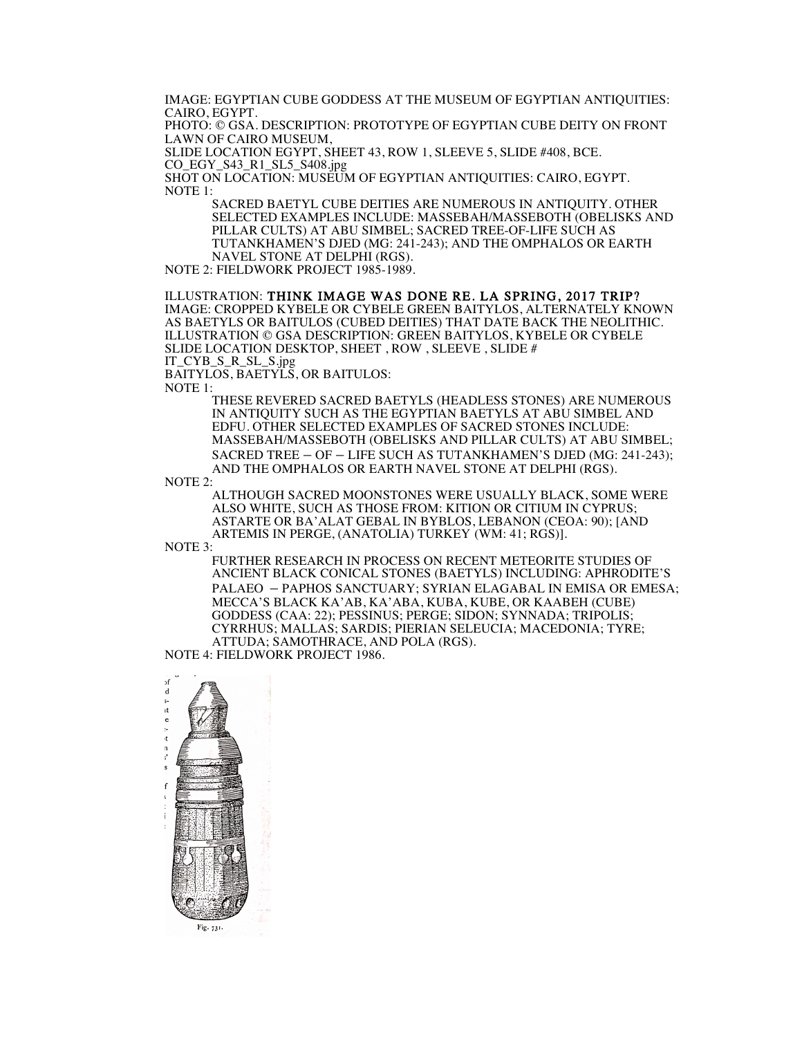IMAGE: EGYPTIAN CUBE GODDESS AT THE MUSEUM OF EGYPTIAN ANTIQUITIES: CAIRO, EGYPT.
PHOTO: © GSA. DESCRIPTION: PROTOTYPE OF EGYPTIAN CUBE DEITY ON FRONT LAWN OF CAIRO MUSEUM,
SLIDE LOCATION EGYPT, SHEET 43, ROW 1, SLEEVE 5, SLIDE #408, BCE.
CO_EGY_S43_R1_SL5_S408.jpg
SHOT ON LOCATION: MUSEUM OF EGYPTIAN ANTIQUITIES: CAIRO, EGYPT.
NOTE 1:

SACRED BAETYL CUBE DEITIES ARE NUMEROUS IN ANTIQUITY. OTHER SELECTED EXAMPLES INCLUDE: MASSEBAH/MASSEBOTH (OBELISKS AND PILLAR CULTS) AT ABU SIMBEL; SACRED TREE-OF-LIFE SUCH AS TUTANKHAMEN'S DJED (MG: 241-243); AND THE OMPHALOS OR EARTH NAVEL STONE AT DELPHI (RGS).

NOTE 2: FIELDWORK PROJECT 1985-1989.

ILLUSTRATION: **THINK IMAGE WAS DONE RE. LA SPRING, 2017 TRIP?**
IMAGE: CROPPED KYBELE OR CYBELE GREEN BAITYLOS, ALTERNATELY KNOWN AS BAETYLS OR BAITULOS (CUBED DEITIES) THAT DATE BACK THE NEOLITHIC.
ILLUSTRATION © GSA DESCRIPTION: GREEN BAITYLOS, KYBELE OR CYBELE
SLIDE LOCATION DESKTOP, SHEET , ROW , SLEEVE , SLIDE #
IT_CYB_S_R_SL_S.jpg
BAITYLOS, BAETYLS, OR BAITULOS:
NOTE 1:

THESE REVERED SACRED BAETYLS (HEADLESS STONES) ARE NUMEROUS IN ANTIQUITY SUCH AS THE EGYPTIAN BAETYLS AT ABU SIMBEL AND EDFU. OTHER SELECTED EXAMPLES OF SACRED STONES INCLUDE: MASSEBAH/MASSEBOTH (OBELISKS AND PILLAR CULTS) AT ABU SIMBEL; SACRED TREE – OF – LIFE SUCH AS TUTANKHAMEN'S DJED (MG: 241-243); AND THE OMPHALOS OR EARTH NAVEL STONE AT DELPHI (RGS).

NOTE 2:

ALTHOUGH SACRED MOONSTONES WERE USUALLY BLACK, SOME WERE ALSO WHITE, SUCH AS THOSE FROM: KITION OR CITIUM IN CYPRUS; ASTARTE OR BA'ALAT GEBAL IN BYBLOS, LEBANON (CEOA: 90); [AND ARTEMIS IN PERGE, (ANATOLIA) TURKEY (WM: 41; RGS)].

NOTE 3:

FURTHER RESEARCH IN PROCESS ON RECENT METEORITE STUDIES OF ANCIENT BLACK CONICAL STONES (BAETYLS) INCLUDING: APHRODITE'S PALAEO – PAPHOS SANCTUARY; SYRIAN ELAGABAL IN EMISA OR EMESA; MECCA'S BLACK KA'AB, KA'ABA, KUBA, KUBE, OR KAABEH (CUBE) GODDESS (CAA: 22); PESSINUS; PERGE; SIDON; SYNNADA; TRIPOLIS; CYRRHUS; MALLAS; SARDIS; PIERIAN SELEUCIA; MACEDONIA; TYRE; ATTUDA; SAMOTHRACE, AND POLA (RGS).

NOTE 4: FIELDWORK PROJECT 1986.

Fig. 731.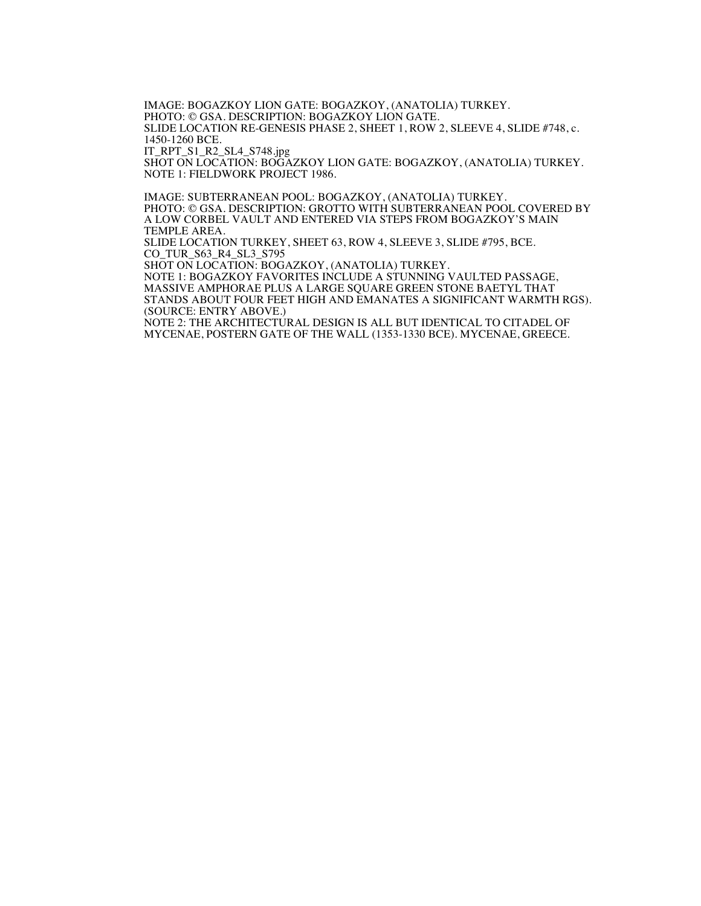IMAGE: BOGAZKOY LION GATE: BOGAZKOY, (ANATOLIA) TURKEY.
PHOTO: © GSA. DESCRIPTION: BOGAZKOY LION GATE.
SLIDE LOCATION RE-GENESIS PHASE 2, SHEET 1, ROW 2, SLEEVE 4, SLIDE #748, c. 1450-1260 BCE.
IT_RPT_S1_R2_SL4_S748.jpg
SHOT ON LOCATION: BOGAZKOY LION GATE: BOGAZKOY, (ANATOLIA) TURKEY.
NOTE 1: FIELDWORK PROJECT 1986.

IMAGE: SUBTERRANEAN POOL: BOGAZKOY, (ANATOLIA) TURKEY.
PHOTO: © GSA. DESCRIPTION: GROTTO WITH SUBTERRANEAN POOL COVERED BY A LOW CORBEL VAULT AND ENTERED VIA STEPS FROM BOGAZKOY'S MAIN TEMPLE AREA.
SLIDE LOCATION TURKEY, SHEET 63, ROW 4, SLEEVE 3, SLIDE #795, BCE.
CO_TUR_S63_R4_SL3_S795
SHOT ON LOCATION: BOGAZKOY, (ANATOLIA) TURKEY.
NOTE 1: BOGAZKOY FAVORITES INCLUDE A STUNNING VAULTED PASSAGE, MASSIVE AMPHORAE PLUS A LARGE SQUARE GREEN STONE BAETYL THAT STANDS ABOUT FOUR FEET HIGH AND EMANATES A SIGNIFICANT WARMTH RGS). (SOURCE: ENTRY ABOVE.)
NOTE 2: THE ARCHITECTURAL DESIGN IS ALL BUT IDENTICAL TO CITADEL OF MYCENAE, POSTERN GATE OF THE WALL (1353-1330 BCE). MYCENAE, GREECE.